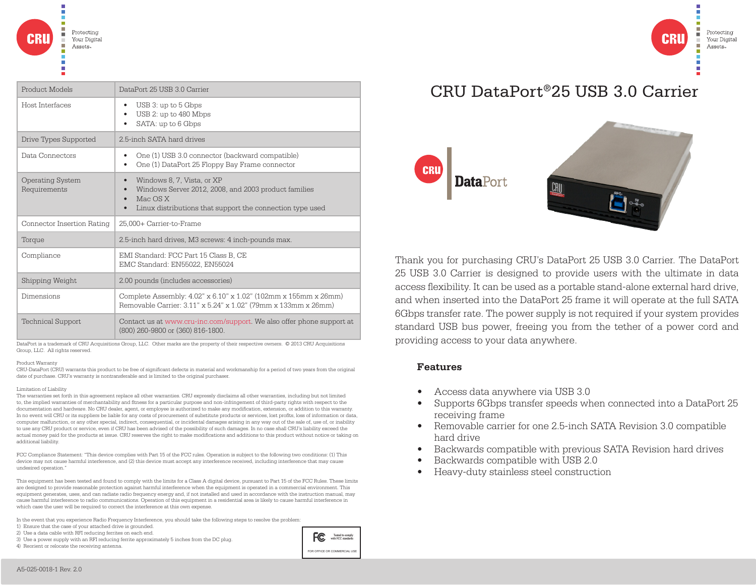# CRU DataPort®25 USB 3.0 Carrier

Thank you for purchasing CRU's DataPort 25 USB 3.0 Carrier. The DataPort 25 USB 3.0 Carrier is designed to provide users with the ultimate in data access flexibility. It can be used as a portable stand-alone external hard drive, and when inserted into the DataPort 25 frame it will operate at the full SATA 6Gbps transfer rate. The power supply is not required if your system provides standard USB bus power, freeing you from the tether of a power cord and providing access to your data anywhere.

## Features

- Access data anywhere via USB 3.0
- Supports 6Gbps transfer speeds when connected into a DataPort 25 receiving frame
- Removable carrier for one 2.5-inch SATA Revision 3.0 compatible hard drive
- Backwards compatible with previous SATA Revision hard drives
- Backwards compatible with USB 2.0
- Heavy-duty stainless steel construction

| Product Models | DataPort 25 USB 3.0 Carrier |
|---|---|
| Host Interfaces | • USB 3: up to 5 Gbps<br>• USB 2: up to 480 Mbps<br>• SATA: up to 6 Gbps |
| Drive Types Supported | 2.5-inch SATA hard drives |
| Data Connectors | • One (1) USB 3.0 connector (backward compatible)<br>• One (1) DataPort 25 Floppy Bay Frame connector |
| Operating System Requirements | • Windows 8, 7, Vista, or XP<br>• Windows Server 2012, 2008, and 2003 product families<br>• Mac OS X<br>• Linux distributions that support the connection type used |
| Connector Insertion Rating | 25,000+ Carrier-to-Frame |
| Torque | 2.5-inch hard drives, M3 screws: 4 inch-pounds max. |
| Compliance | EMI Standard: FCC Part 15 Class B, CE<br>EMC Standard: EN55022, EN55024 |
| Shipping Weight | 2.00 pounds (includes accessories) |
| Dimensions | Complete Assembly: 4.02" x 6.10" x 1.02" (102mm x 155mm x 26mm)<br>Removable Carrier: 3.11" x 5.24" x 1.02" (79mm x 133mm x 26mm) |
| Technical Support | Contact us at www.cru-inc.com/support. We also offer phone support at (800) 260-9800 or (360) 816-1800. |

DataPort is a trademark of CRU Acquisitions Group, LLC. Other marks are the property of their respective owners. © 2013 CRU Acquisitions Group, LLC. All rights reserved.

Product Warranty
CRU-DataPort (CRU) warrants this product to be free of significant defects in material and workmanship for a period of two years from the original date of purchase. CRU's warranty is nontransferable and is limited to the original purchaser.

Limitation of Liability
The warranties set forth in this agreement replace all other warranties. CRU expressly disclaims all other warranties, including but not limited to, the implied warranties of merchantability and fitness for a particular purpose and non-infringement of third-party rights with respect to the documentation and hardware. No CRU dealer, agent, or employee is authorized to make any modification, extension, or addition to this warranty. In no event will CRU or its suppliers be liable for any costs of procurement of substitute products or services, lost profits, loss of information or data, computer malfunction, or any other special, indirect, consequential, or incidental damages arising in any way out of the sale of, use of, or inability to use any CRU product or service, even if CRU has been advised of the possibility of such damages. In no case shall CRU's liability exceed the actual money paid for the products at issue. CRU reserves the right to make modifications and additions to this product without notice or taking on additional liability.

FCC Compliance Statement: "This device complies with Part 15 of the FCC rules. Operation is subject to the following two conditions: (1) This device may not cause harmful interference, and (2) this device must accept any interference received, including interference that may cause undesired operation."

This equipment has been tested and found to comply with the limits for a Class A digital device, pursuant to Part 15 of the FCC Rules. These limits are designed to provide reasonable protection against harmful interference when the equipment is operated in a commercial environment. This equipment generates, uses, and can radiate radio frequency energy and, if not installed and used in accordance with the instruction manual, may cause harmful interference to radio communications. Operation of this equipment in a residential area is likely to cause harmful interference in which case the user will be required to correct the interference at this own expense.

In the event that you experience Radio Frequency Interference, you should take the following steps to resolve the problem:

1) Ensure that the case of your attached drive is grounded.
2) Use a data cable with RFI reducing ferrites on each end.
3) Use a power supply with an RFI reducing ferrite approximately 5 inches from the DC plug.
4) Reorient or relocate the receiving antenna.

FC Tested to comply with FCC standards
FOR OFFICE OR COMMERCIAL USE

A5-025-0018-1 Rev. 2.0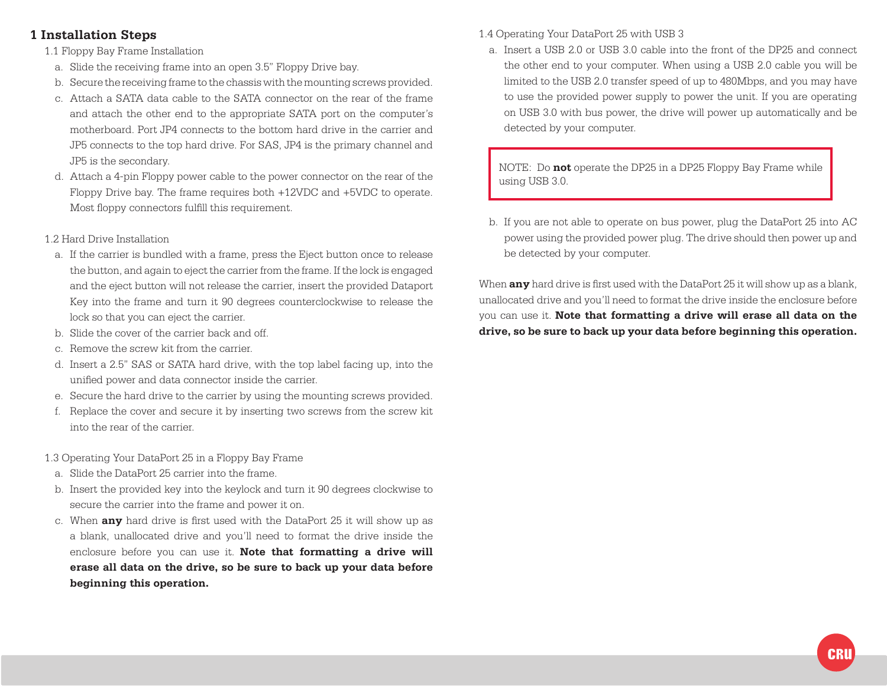# 1 Installation Steps

1.1 Floppy Bay Frame Installation

a. Slide the receiving frame into an open 3.5" Floppy Drive bay.

b. Secure the receiving frame to the chassis with the mounting screws provided.

c. Attach a SATA data cable to the SATA connector on the rear of the frame and attach the other end to the appropriate SATA port on the computer's motherboard. Port JP4 connects to the bottom hard drive in the carrier and JP5 connects to the top hard drive. For SAS, JP4 is the primary channel and JP5 is the secondary.

d. Attach a 4-pin Floppy power cable to the power connector on the rear of the Floppy Drive bay. The frame requires both +12VDC and +5VDC to operate. Most floppy connectors fulfill this requirement.

1.2 Hard Drive Installation

a. If the carrier is bundled with a frame, press the Eject button once to release the button, and again to eject the carrier from the frame. If the lock is engaged and the eject button will not release the carrier, insert the provided Dataport Key into the frame and turn it 90 degrees counterclockwise to release the lock so that you can eject the carrier.

b. Slide the cover of the carrier back and off.

c. Remove the screw kit from the carrier.

d. Insert a 2.5" SAS or SATA hard drive, with the top label facing up, into the unified power and data connector inside the carrier.

e. Secure the hard drive to the carrier by using the mounting screws provided.

f. Replace the cover and secure it by inserting two screws from the screw kit into the rear of the carrier.

1.3 Operating Your DataPort 25 in a Floppy Bay Frame

a. Slide the DataPort 25 carrier into the frame.

b. Insert the provided key into the keylock and turn it 90 degrees clockwise to secure the carrier into the frame and power it on.

c. When **any** hard drive is first used with the DataPort 25 it will show up as a blank, unallocated drive and you'll need to format the drive inside the enclosure before you can use it. **Note that formatting a drive will erase all data on the drive, so be sure to back up your data before beginning this operation.**

1.4 Operating Your DataPort 25 with USB 3

a. Insert a USB 2.0 or USB 3.0 cable into the front of the DP25 and connect the other end to your computer. When using a USB 2.0 cable you will be limited to the USB 2.0 transfer speed of up to 480Mbps, and you may have to use the provided power supply to power the unit. If you are operating on USB 3.0 with bus power, the drive will power up automatically and be detected by your computer.

NOTE: Do **not** operate the DP25 in a DP25 Floppy Bay Frame while using USB 3.0.

b. If you are not able to operate on bus power, plug the DataPort 25 into AC power using the provided power plug. The drive should then power up and be detected by your computer.

When **any** hard drive is first used with the DataPort 25 it will show up as a blank, unallocated drive and you'll need to format the drive inside the enclosure before you can use it. **Note that formatting a drive will erase all data on the drive, so be sure to back up your data before beginning this operation.**